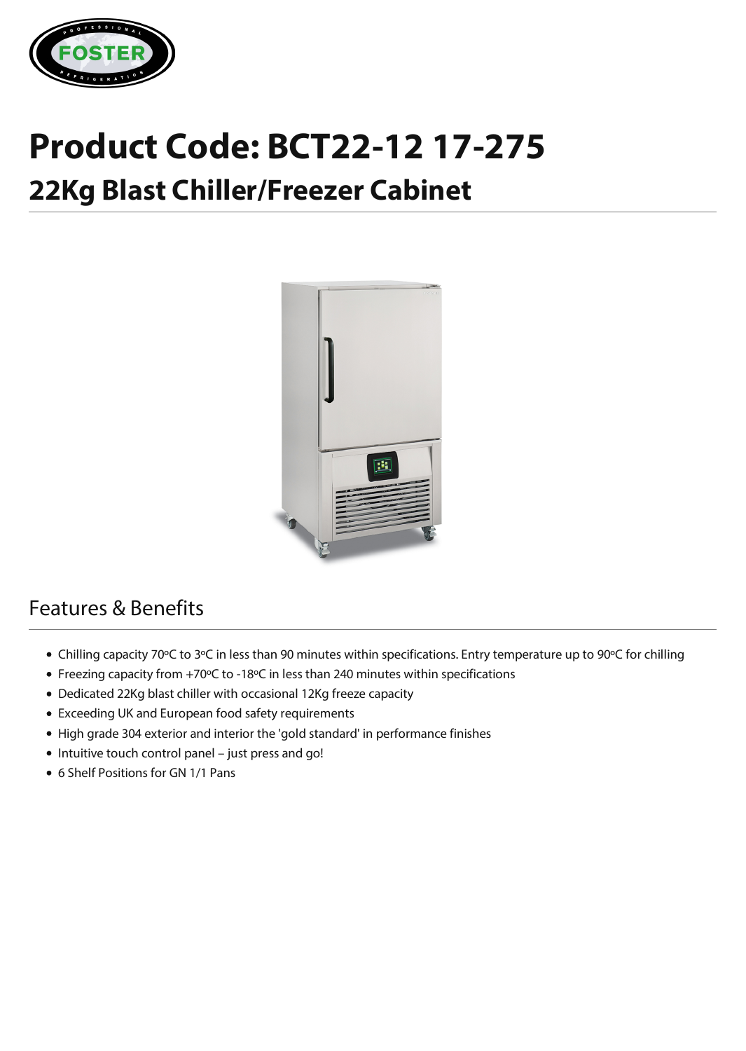# Product Code: BCT22-12 17-275

## 22Kg Blast Chiller/Freezer Cabinet

## Features & Benefits

- Chilling capacity 70ºC to 3ºC in less than 90 minutes within specifications. Entry temperature up to 90ºC for chilling
- Freezing capacity from +70ºC to -18ºC in less than 240 minutes within specifications
- Dedicated 22Kg blast chiller with occasional 12Kg freeze capacity
- Exceeding UK and European food safety requirements
- High grade 304 exterior and interior the 'gold standard' in performance finishes
- Intuitive touch control panel – just press and go!
- 6 Shelf Positions for GN 1/1 Pans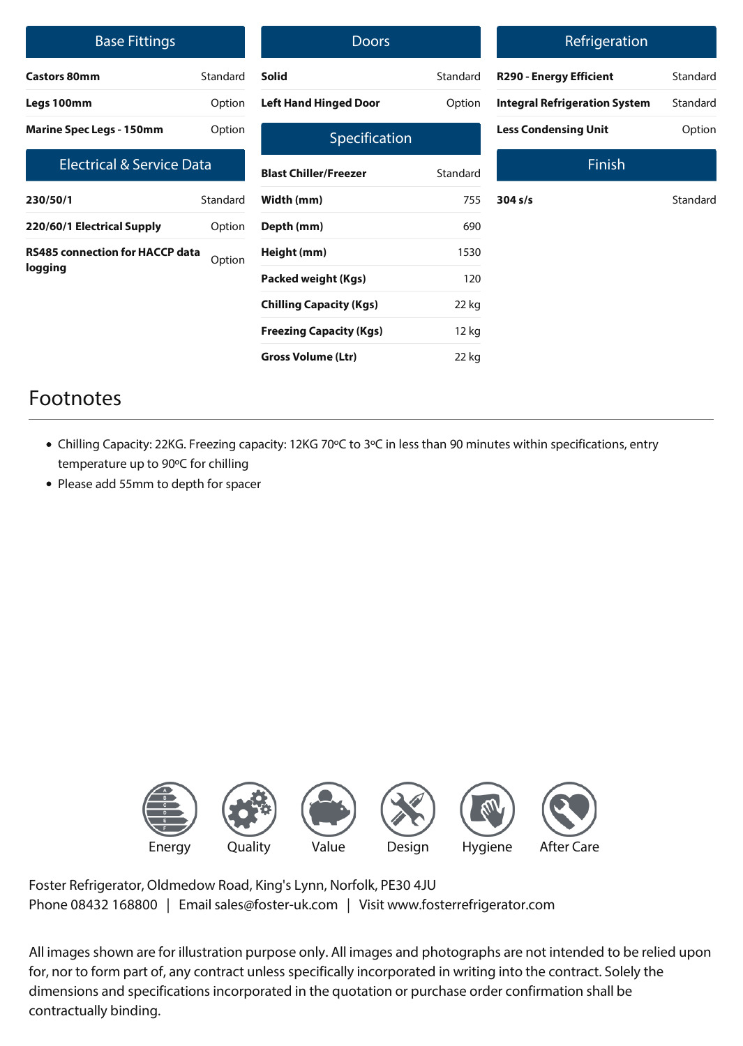## Base Fittings

| | |
|---|---|
| **Castors 80mm** | Standard |
| **Legs 100mm** | Option |
| **Marine Spec Legs - 150mm** | Option |

## Electrical & Service Data

| | |
|---|---|
| **230/50/1** | Standard |
| **220/60/1 Electrical Supply** | Option |
| **RS485 connection for HACCP data logging** | Option |

## Doors

| | |
|---|---|
| **Solid** | Standard |
| **Left Hand Hinged Door** | Option |

## Specification

| | |
|---|---|
| **Blast Chiller/Freezer** | Standard |
| **Width (mm)** | 755 |
| **Depth (mm)** | 690 |
| **Height (mm)** | 1530 |
| **Packed weight (Kgs)** | 120 |
| **Chilling Capacity (Kgs)** | 22 kg |
| **Freezing Capacity (Kgs)** | 12 kg |
| **Gross Volume (Ltr)** | 22 kg |

## Refrigeration

| | |
|---|---|
| **R290 - Energy Efficient** | Standard |
| **Integral Refrigeration System** | Standard |
| **Less Condensing Unit** | Option |

## Finish

| | |
|---|---|
| **304 s/s** | Standard |

# Footnotes

- Chilling Capacity: 22KG. Freezing capacity: 12KG 70ºC to 3ºC in less than 90 minutes within specifications, entry temperature up to 90ºC for chilling
- Please add 55mm to depth for spacer

Energy Quality Value Design Hygiene After Care

Foster Refrigerator, Oldmedow Road, King's Lynn, Norfolk, PE30 4JU
Phone 08432 168800 | Email sales@foster-uk.com | Visit www.fosterrefrigerator.com

All images shown are for illustration purpose only. All images and photographs are not intended to be relied upon for, nor to form part of, any contract unless specifically incorporated in writing into the contract. Solely the dimensions and specifications incorporated in the quotation or purchase order confirmation shall be contractually binding.